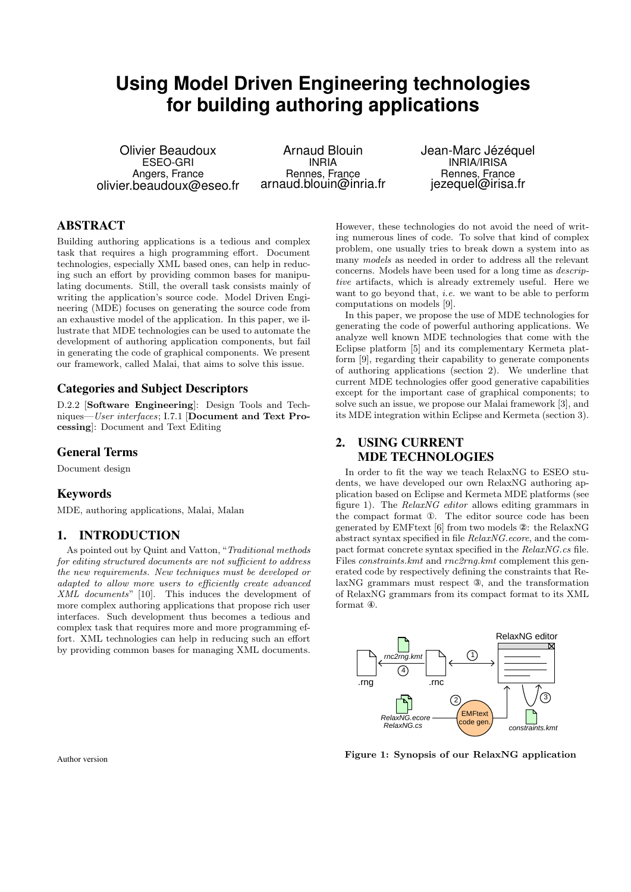# Using Model Driven Engineering technologies for building authoring applications

Olivier Beaudoux
ESEO-GRI
Angers, France
olivier.beaudoux@eseo.fr

Arnaud Blouin
INRIA
Rennes, France
arnaud.blouin@inria.fr

Jean-Marc Jézéquel
INRIA/IRISA
Rennes, France
jezequel@irisa.fr

## ABSTRACT

Building authoring applications is a tedious and complex task that requires a high programming effort. Document technologies, especially XML based ones, can help in reducing such an effort by providing common bases for manipulating documents. Still, the overall task consists mainly of writing the application's source code. Model Driven Engineering (MDE) focuses on generating the source code from an exhaustive model of the application. In this paper, we illustrate that MDE technologies can be used to automate the development of authoring application components, but fail in generating the code of graphical components. We present our framework, called Malai, that aims to solve this issue.

### Categories and Subject Descriptors

D.2.2 [**Software Engineering**]: Design Tools and Techniques—*User interfaces*; I.7.1 [**Document and Text Processing**]: Document and Text Editing

### General Terms

Document design

### Keywords

MDE, authoring applications, Malai, Malan

## 1. INTRODUCTION

As pointed out by Quint and Vatton, "*Traditional methods for editing structured documents are not sufficient to address the new requirements. New techniques must be developed or adapted to allow more users to efficiently create advanced XML documents*" [10]. This induces the development of more complex authoring applications that propose rich user interfaces. Such development thus becomes a tedious and complex task that requires more and more programming effort. XML technologies can help in reducing such an effort by providing common bases for managing XML documents. However, these technologies do not avoid the need of writing numerous lines of code. To solve that kind of complex problem, one usually tries to break down a system into as many *models* as needed in order to address all the relevant concerns. Models have been used for a long time as *descriptive* artifacts, which is already extremely useful. Here we want to go beyond that, *i.e.* we want to be able to perform computations on models [9].

In this paper, we propose the use of MDE technologies for generating the code of powerful authoring applications. We analyze well known MDE technologies that come with the Eclipse platform [5] and its complementary Kermeta platform [9], regarding their capability to generate components of authoring applications (section 2). We underline that current MDE technologies offer good generative capabilities except for the important case of graphical components; to solve such an issue, we propose our Malai framework [3], and its MDE integration within Eclipse and Kermeta (section 3).

## 2. USING CURRENT MDE TECHNOLOGIES

In order to fit the way we teach RelaxNG to ESEO students, we have developed our own RelaxNG authoring application based on Eclipse and Kermeta MDE platforms (see figure 1). The *RelaxNG editor* allows editing grammars in the compact format ①. The editor source code has been generated by EMFtext [6] from two models ②: the RelaxNG abstract syntax specified in file *RelaxNG.ecore*, and the compact format concrete syntax specified in the *RelaxNG.cs* file. Files *constraints.kmt* and *rnc2rng.kmt* complement this generated code by respectively defining the constraints that RelaxNG grammars must respect ③, and the transformation of RelaxNG grammars from its compact format to its XML format ④.

**Figure 1: Synopsis of our RelaxNG application**

Author version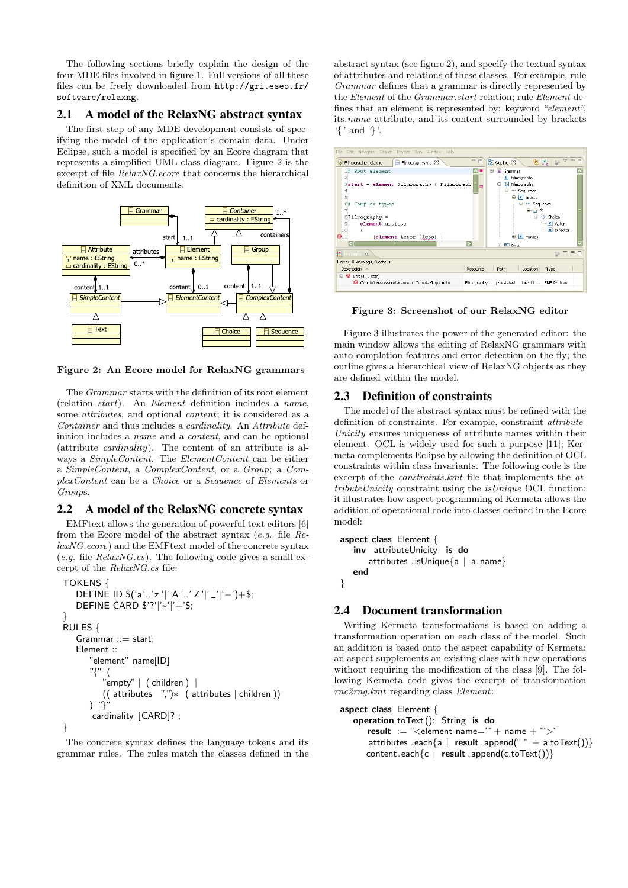The following sections briefly explain the design of the four MDE files involved in figure 1. Full versions of all these files can be freely downloaded from `http://gri.eseo.fr/software/relaxng`.

## 2.1 A model of the RelaxNG abstract syntax

The first step of any MDE development consists of specifying the model of the application's domain data. Under Eclipse, such a model is specified by an Ecore diagram that represents a simplified UML class diagram. Figure 2 is the excerpt of file *RelaxNG.ecore* that concerns the hierarchical definition of XML documents.

**Figure 2: An Ecore model for RelaxNG grammars**

The *Grammar* starts with the definition of its root element (relation *start*). An *Element* definition includes a *name*, some *attributes*, and optional *content*; it is considered as a *Container* and thus includes a *cardinality*. An *Attribute* definition includes a *name* and a *content*, and can be optional (attribute *cardinality*). The content of an attribute is always a *SimpleContent*. The *ElementContent* can be either a *SimpleContent*, a *ComplexContent*, or a *Group*; a *ComplexContent* can be a *Choice* or a *Sequence* of *Elements* or *Groups*.

## 2.2 A model of the RelaxNG concrete syntax

EMFtext allows the generation of powerful text editors [6] from the Ecore model of the abstract syntax (*e.g.* file *RelaxNG.ecore*) and the EMFtext model of the concrete syntax (*e.g.* file *RelaxNG.cs*). The following code gives a small excerpt of the *RelaxNG.cs* file:

```
TOKENS {
    DEFINE ID $('a'..'z '|' A '..' Z '|' _'|'−')+$;
    DEFINE CARD $'?'|'∗'|'+'$;
}
RULES {
    Grammar ::= start;
    Element ::=
        "element" name[ID]
        "{" (
            "empty" | ( children ) |
            (( attributes  ",")∗  ( attributes | children ))
        ) "}"
         cardinality [CARD]? ;
}
```

The concrete syntax defines the language tokens and its grammar rules. The rules match the classes defined in the abstract syntax (see figure 2), and specify the textual syntax of attributes and relations of these classes. For example, rule *Grammar* defines that a grammar is directly represented by the *Element* of the *Grammar.start* relation; rule *Element* defines that an element is represented by: keyword *"element"*, its *name* attribute, and its content surrounded by brackets '{' and '}'.

**Figure 3: Screenshot of our RelaxNG editor**

Figure 3 illustrates the power of the generated editor: the main window allows the editing of RelaxNG grammars with auto-completion features and error detection on the fly; the outline gives a hierarchical view of RelaxNG objects as they are defined within the model.

## 2.3 Definition of constraints

The model of the abstract syntax must be refined with the definition of constraints. For example, constraint *attributeUnicity* ensures uniqueness of attribute names within their element. OCL is widely used for such a purpose [11]; Kermeta complements Eclipse by allowing the definition of OCL constraints within class invariants. The following code is the excerpt of the *constraints.kmt* file that implements the *attributeUnicity* constraint using the *isUnique* OCL function; it illustrates how aspect programming of Kermeta allows the addition of operational code into classes defined in the Ecore model:

```
aspect class Element {
    inv attributeUnicity  is do
        attributes . isUnique{a | a . name}
    end
}
```

## 2.4 Document transformation

Writing Kermeta transformations is based on adding a transformation operation on each class of the model. Such an addition is based onto the aspect capability of Kermeta: an aspect supplements an existing class with new operations without requiring the modification of the class [9]. The following Kermeta code gives the excerpt of transformation *rnc2rng.kmt* regarding class *Element*:

```
aspect class Element {
    operation toText(): String is do
        result := "<element name="" + name + "">"
        attributes . each{a | result . append(" " + a.toText())}
        content.each{c | result . append(c.toText())}
```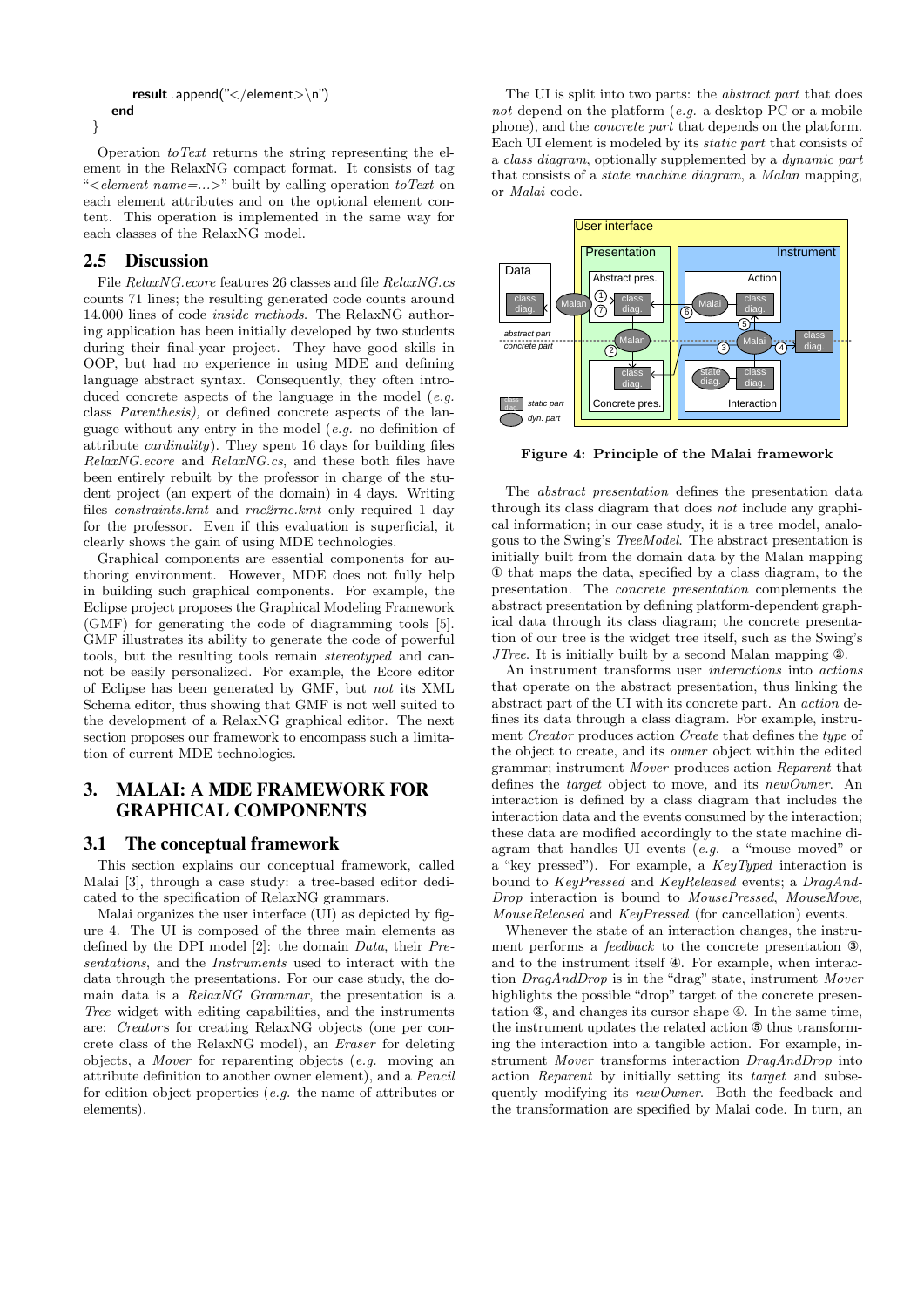```
        result .append("</element>\n")
    end
}
```

Operation *toText* returns the string representing the element in the RelaxNG compact format. It consists of tag "*<element name=...>*" built by calling operation *toText* on each element attributes and on the optional element content. This operation is implemented in the same way for each classes of the RelaxNG model.

## 2.5 Discussion

File *RelaxNG.ecore* features 26 classes and file *RelaxNG.cs* counts 71 lines; the resulting generated code counts around 14.000 lines of code *inside methods*. The RelaxNG authoring application has been initially developed by two students during their final-year project. They have good skills in OOP, but had no experience in using MDE and defining language abstract syntax. Consequently, they often introduced concrete aspects of the language in the model (*e.g.* class *Parenthesis*), or defined concrete aspects of the language without any entry in the model (*e.g.* no definition of attribute *cardinality*). They spent 16 days for building files *RelaxNG.ecore* and *RelaxNG.cs*, and these both files have been entirely rebuilt by the professor in charge of the student project (an expert of the domain) in 4 days. Writing files *constraints.kmt* and *rnc2rnc.kmt* only required 1 day for the professor. Even if this evaluation is superficial, it clearly shows the gain of using MDE technologies.

Graphical components are essential components for authoring environment. However, MDE does not fully help in building such graphical components. For example, the Eclipse project proposes the Graphical Modeling Framework (GMF) for generating the code of diagramming tools [5]. GMF illustrates its ability to generate the code of powerful tools, but the resulting tools remain *stereotyped* and cannot be easily personalized. For example, the Ecore editor of Eclipse has been generated by GMF, but *not* its XML Schema editor, thus showing that GMF is not well suited to the development of a RelaxNG graphical editor. The next section proposes our framework to encompass such a limitation of current MDE technologies.

# 3. MALAI: A MDE FRAMEWORK FOR GRAPHICAL COMPONENTS

## 3.1 The conceptual framework

This section explains our conceptual framework, called Malai [3], through a case study: a tree-based editor dedicated to the specification of RelaxNG grammars.

Malai organizes the user interface (UI) as depicted by figure 4. The UI is composed of the three main elements as defined by the DPI model [2]: the domain *Data*, their *Presentations*, and the *Instruments* used to interact with the data through the presentations. For our case study, the domain data is a *RelaxNG Grammar*, the presentation is a *Tree* widget with editing capabilities, and the instruments are: *Creator*s for creating RelaxNG objects (one per concrete class of the RelaxNG model), an *Eraser* for deleting objects, a *Mover* for reparenting objects (*e.g.* moving an attribute definition to another owner element), and a *Pencil* for edition object properties (*e.g.* the name of attributes or elements).

The UI is split into two parts: the *abstract part* that does *not* depend on the platform (*e.g.* a desktop PC or a mobile phone), and the *concrete part* that depends on the platform. Each UI element is modeled by its *static part* that consists of a *class diagram*, optionally supplemented by a *dynamic part* that consists of a *state machine diagram*, a *Malan* mapping, or *Malai* code.

User interface
Presentation
Instrument
Data
Abstract pres.
Action
class diag.
Malan
1
7
class diag.
6
Malan
class diag.
5
abstract part
concrete part
Malan
2
3
Malai
4
class diag.
class diag.
state diag.
class diag.
Concrete pres.
Interaction
static part
dyn. part

**Figure 4: Principle of the Malai framework**

The *abstract presentation* defines the presentation data through its class diagram that does *not* include any graphical information; in our case study, it is a tree model, analogous to the Swing's *TreeModel*. The abstract presentation is initially built from the domain data by the Malan mapping ① that maps the data, specified by a class diagram, to the presentation. The *concrete presentation* complements the abstract presentation by defining platform-dependent graphical data through its class diagram; the concrete presentation of our tree is the widget tree itself, such as the Swing's *JTree*. It is initially built by a second Malan mapping ②.

An instrument transforms user *interactions* into *actions* that operate on the abstract presentation, thus linking the abstract part of the UI with its concrete part. An *action* defines its data through a class diagram. For example, instrument *Creator* produces action *Create* that defines the *type* of the object to create, and its *owner* object within the edited grammar; instrument *Mover* produces action *Reparent* that defines the *target* object to move, and its *newOwner*. An interaction is defined by a class diagram that includes the interaction data and the events consumed by the interaction; these data are modified accordingly to the state machine diagram that handles UI events (*e.g.* a "mouse moved" or a "key pressed"). For example, a *KeyTyped* interaction is bound to *KeyPressed* and *KeyReleased* events; a *DragAndDrop* interaction is bound to *MousePressed*, *MouseMove*, *MouseReleased* and *KeyPressed* (for cancellation) events.

Whenever the state of an interaction changes, the instrument performs a *feedback* to the concrete presentation ③, and to the instrument itself ④. For example, when interaction *DragAndDrop* is in the "drag" state, instrument *Mover* highlights the possible "drop" target of the concrete presentation ③, and changes its cursor shape ④. In the same time, the instrument updates the related action ⑤ thus transforming the interaction into a tangible action. For example, instrument *Mover* transforms interaction *DragAndDrop* into action *Reparent* by initially setting its *target* and subsequently modifying its *newOwner*. Both the feedback and the transformation are specified by Malai code. In turn, an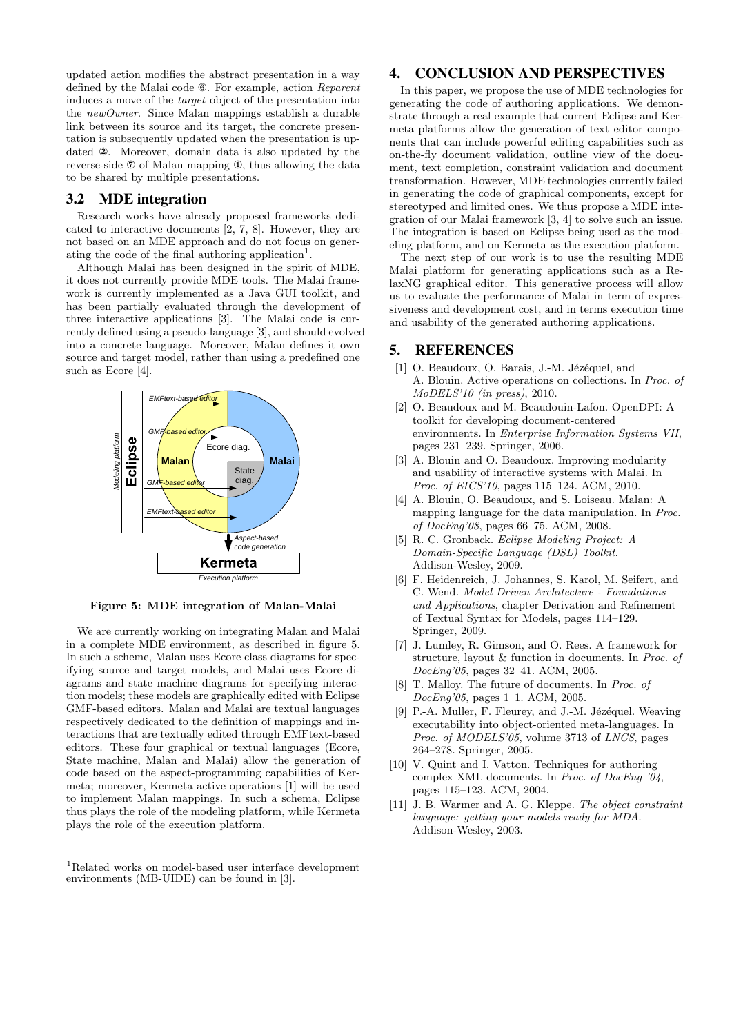updated action modifies the abstract presentation in a way defined by the Malai code ⑥. For example, action *Reparent* induces a move of the *target* object of the presentation into the *newOwner*. Since Malan mappings establish a durable link between its source and its target, the concrete presentation is subsequently updated when the presentation is updated ②. Moreover, domain data is also updated by the reverse-side ⑦ of Malan mapping ①, thus allowing the data to be shared by multiple presentations.

## 3.2 MDE integration

Research works have already proposed frameworks dedicated to interactive documents [2, 7, 8]. However, they are not based on an MDE approach and do not focus on generating the code of the final authoring application[1].

Although Malai has been designed in the spirit of MDE, it does not currently provide MDE tools. The Malai framework is currently implemented as a Java GUI toolkit, and has been partially evaluated through the development of three interactive applications [3]. The Malai code is currently defined using a pseudo-language [3], and should evolved into a concrete language. Moreover, Malan defines it own source and target model, rather than using a predefined one such as Ecore [4].

Modeling platform
Eclipse
EMFtext-based editor
GMF-based editor
Ecore diag.
Malan
Malai
State diag.
GMF-based editor
EMFtext-based editor
Aspect-based code generation
Kermeta
Execution platform

**Figure 5: MDE integration of Malan-Malai**

We are currently working on integrating Malan and Malai in a complete MDE environment, as described in figure 5. In such a scheme, Malan uses Ecore class diagrams for specifying source and target models, and Malai uses Ecore diagrams and state machine diagrams for specifying interaction models; these models are graphically edited with Eclipse GMF-based editors. Malan and Malai are textual languages respectively dedicated to the definition of mappings and interactions that are textually edited through EMFtext-based editors. These four graphical or textual languages (Ecore, State machine, Malan and Malai) allow the generation of code based on the aspect-programming capabilities of Kermeta; moreover, Kermeta active operations [1] will be used to implement Malan mappings. In such a schema, Eclipse thus plays the role of the modeling platform, while Kermeta plays the role of the execution platform.

[1]Related works on model-based user interface development environments (MB-UIDE) can be found in [3].

# 4. CONCLUSION AND PERSPECTIVES

In this paper, we propose the use of MDE technologies for generating the code of authoring applications. We demonstrate through a real example that current Eclipse and Kermeta platforms allow the generation of text editor components that can include powerful editing capabilities such as on-the-fly document validation, outline view of the document, text completion, constraint validation and document transformation. However, MDE technologies currently failed in generating the code of graphical components, except for stereotyped and limited ones. We thus propose a MDE integration of our Malai framework [3, 4] to solve such an issue. The integration is based on Eclipse being used as the modeling platform, and on Kermeta as the execution platform.

The next step of our work is to use the resulting MDE Malai platform for generating applications such as a RelaxNG graphical editor. This generative process will allow us to evaluate the performance of Malai in term of expressiveness and development cost, and in terms execution time and usability of the generated authoring applications.

# 5. REFERENCES

[1] O. Beaudoux, O. Barais, J.-M. Jézéquel, and A. Blouin. Active operations on collections. In *Proc. of MoDELS'10 (in press)*, 2010.

[2] O. Beaudoux and M. Beaudouin-Lafon. OpenDPI: A toolkit for developing document-centered environments. In *Enterprise Information Systems VII*, pages 231–239. Springer, 2006.

[3] A. Blouin and O. Beaudoux. Improving modularity and usability of interactive systems with Malai. In *Proc. of EICS'10*, pages 115–124. ACM, 2010.

[4] A. Blouin, O. Beaudoux, and S. Loiseau. Malan: A mapping language for the data manipulation. In *Proc. of DocEng'08*, pages 66–75. ACM, 2008.

[5] R. C. Gronback. *Eclipse Modeling Project: A Domain-Specific Language (DSL) Toolkit*. Addison-Wesley, 2009.

[6] F. Heidenreich, J. Johannes, S. Karol, M. Seifert, and C. Wend. *Model Driven Architecture - Foundations and Applications*, chapter Derivation and Refinement of Textual Syntax for Models, pages 114–129. Springer, 2009.

[7] J. Lumley, R. Gimson, and O. Rees. A framework for structure, layout & function in documents. In *Proc. of DocEng'05*, pages 32–41. ACM, 2005.

[8] T. Malloy. The future of documents. In *Proc. of DocEng'05*, pages 1–1. ACM, 2005.

[9] P.-A. Muller, F. Fleurey, and J.-M. Jézéquel. Weaving executability into object-oriented meta-languages. In *Proc. of MODELS'05*, volume 3713 of *LNCS*, pages 264–278. Springer, 2005.

[10] V. Quint and I. Vatton. Techniques for authoring complex XML documents. In *Proc. of DocEng '04*, pages 115–123. ACM, 2004.

[11] J. B. Warmer and A. G. Kleppe. *The object constraint language: getting your models ready for MDA.* Addison-Wesley, 2003.